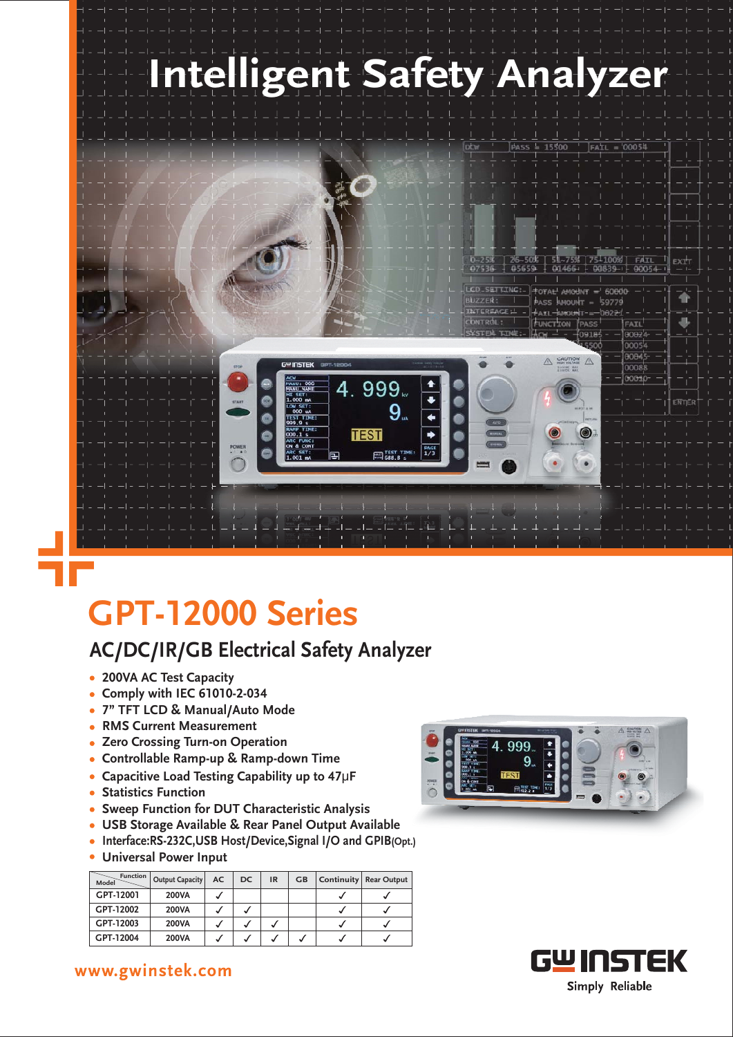# Intelligent Safety Analyzer

# GPT-12000 Series

## AC/DC/IR/GB Electrical Safety Analyzer

- 200VA AC Test Capacity
- Comply with IEC 61010-2-034
- 7" TFT LCD & Manual/Auto Mode
- RMS Current Measurement
- Zero Crossing Turn-on Operation
- Controllable Ramp-up & Ramp-down Time
- Capacitive Load Testing Capability up to 47μF
- Statistics Function
- Sweep Function for DUT Characteristic Analysis
- USB Storage Available & Rear Panel Output Available
- Interface:RS-232C,USB Host/Device,Signal I/O and GPIB(Opt.)
- Universal Power Input

| Model \ Function | Output Capacity | AC | DC | IR | GB | Continuity | Rear Output |
|---|---|---|---|---|---|---|---|
| GPT-12001 | 200VA | ✓ | | | | ✓ | ✓ |
| GPT-12002 | 200VA | ✓ | ✓ | | | ✓ | ✓ |
| GPT-12003 | 200VA | ✓ | ✓ | ✓ | | ✓ | ✓ |
| GPT-12004 | 200VA | ✓ | ✓ | ✓ | ✓ | ✓ | ✓ |

www.gwinstek.com

GW INSTEK Simply Reliable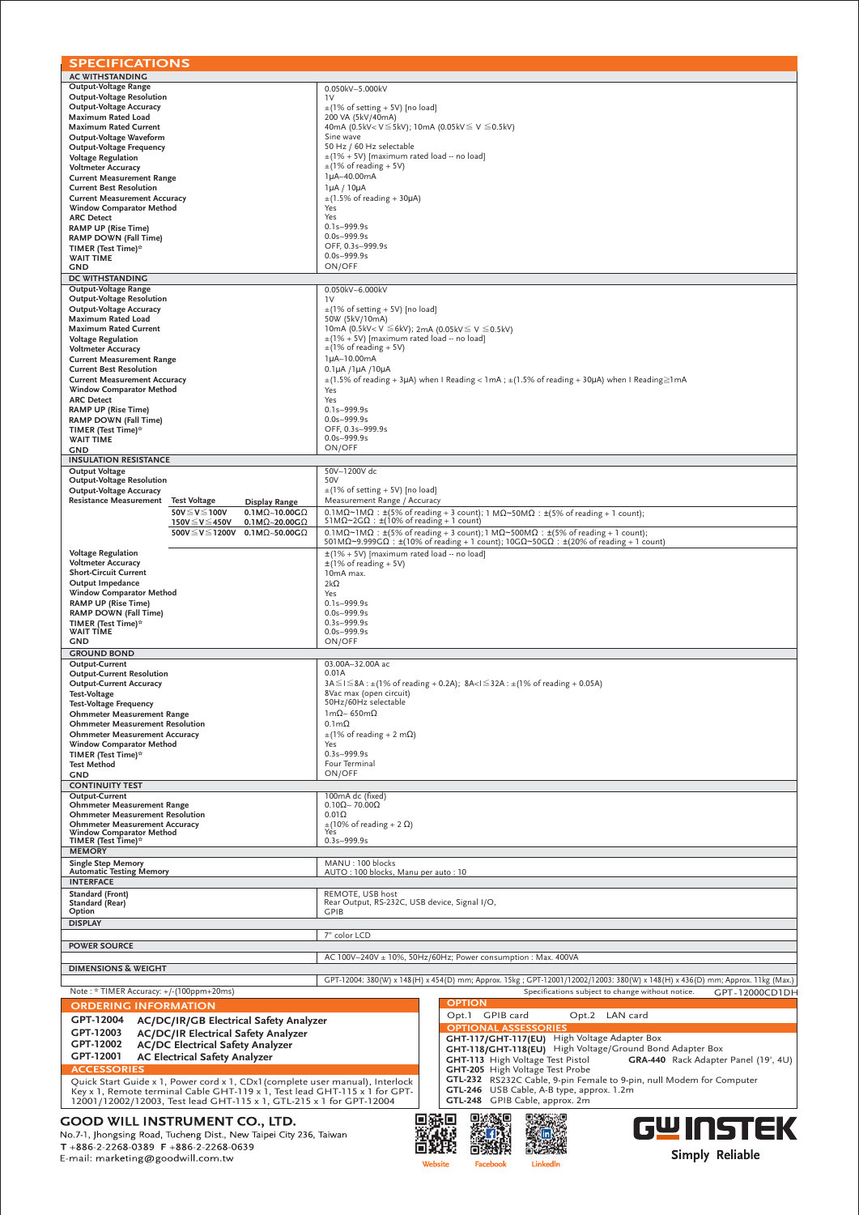## SPECIFICATIONS

| | |
|---|---|
| **AC WITHSTANDING** | |
| **Output-Voltage Range** | 0.050kV~5.000kV |
| **Output-Voltage Resolution** | 1V |
| **Output-Voltage Accuracy** | ±(1% of setting + 5V) [no load] |
| **Maximum Rated Load** | 200 VA (5kV/40mA) |
| **Maximum Rated Current** | 40mA (0.5kV< V≦5kV); 10mA (0.05kV≦ V ≦0.5kV) |
| **Output-Voltage Waveform** | Sine wave |
| **Output-Voltage Frequency** | 50 Hz / 60 Hz selectable |
| **Voltage Regulation** | ±(1% + 5V) [maximum rated load -- no load] |
| **Voltmeter Accuracy** | ±(1% of reading + 5V) |
| **Current Measurement Range** | 1μA~40.00mA |
| **Current Best Resolution** | 1μA / 10μA |
| **Current Measurement Accuracy** | ±(1.5% of reading + 30μA) |
| **Window Comparator Method** | Yes |
| **ARC Detect** | Yes |
| **RAMP UP (Rise Time)** | 0.1s~999.9s |
| **RAMP DOWN (Fall Time)** | 0.0s~999.9s |
| **TIMER (Test Time)*** | OFF, 0.3s~999.9s |
| **WAIT TIME** | 0.0s~999.9s |
| **GND** | ON/OFF |
| **DC WITHSTANDING** | |
| **Output-Voltage Range** | 0.050kV~6.000kV |
| **Output-Voltage Resolution** | 1V |
| **Output-Voltage Accuracy** | ±(1% of setting + 5V) [no load] |
| **Maximum Rated Load** | 50W (5kV/10mA) |
| **Maximum Rated Current** | 10mA (0.5kV< V ≦6kV); 2mA (0.05kV≦ V ≦0.5kV) |
| **Voltage Regulation** | ±(1% + 5V) [maximum rated load -- no load] |
| **Voltmeter Accuracy** | ±(1% of reading + 5V) |
| **Current Measurement Range** | 1μA~10.00mA |
| **Current Best Resolution** | 0.1μA /1μA /10μA |
| **Current Measurement Accuracy** | ±(1.5% of reading + 3μA) when I Reading < 1mA ; ±(1.5% of reading + 30μA) when I Reading≧1mA |
| **Window Comparator Method** | Yes |
| **ARC Detect** | Yes |
| **RAMP UP (Rise Time)** | 0.1s~999.9s |
| **RAMP DOWN (Fall Time)** | 0.0s~999.9s |
| **TIMER (Test Time)*** | OFF, 0.3s~999.9s |
| **WAIT TIME** | 0.0s~999.9s |
| **GND** | ON/OFF |
| **INSULATION RESISTANCE** | |
| **Output Voltage** | 50V~1200V dc |
| **Output-Voltage Resolution** | 50V |
| **Output-Voltage Accuracy** | ±(1% of setting + 5V) [no load] |
| **Resistance Measurement** — **Test Voltage** / **Display Range** | Measurement Range / Accuracy |
| **50V≦V≦100V** — **0.1MΩ~10.00GΩ** | 0.1MΩ~1MΩ : ±(5% of reading + 3 count); 1 MΩ~50MΩ : ±(5% of reading + 1 count); 51MΩ~2GΩ : ±(10% of reading + 1 count) |
| **150V≦V≦450V** — **0.1MΩ~20.00GΩ** | |
| **500V≦V≦1200V** — **0.1MΩ~50.00GΩ** | 0.1MΩ~1MΩ : ±(5% of reading + 3 count); 1 MΩ~500MΩ : ±(5% of reading + 1 count); 501MΩ~9.999GΩ : ±(10% of reading + 1 count); 10GΩ~50GΩ : ±(20% of reading + 1 count) |
| **Voltage Regulation** | ±(1% + 5V) [maximum rated load -- no load] |
| **Voltmeter Accuracy** | ±(1% of reading + 5V) |
| **Short-Circuit Current** | 10mA max. |
| **Output Impedance** | 2kΩ |
| **Window Comparator Method** | Yes |
| **RAMP UP (Rise Time)** | 0.1s~999.9s |
| **RAMP DOWN (Fall Time)** | 0.0s~999.9s |
| **TIMER (Test Time)*** | 0.3s~999.9s |
| **WAIT TIME** | 0.0s~999.9s |
| **GND** | ON/OFF |
| **GROUND BOND** | |
| **Output-Current** | 03.00A~32.00A ac |
| **Output-Current Resolution** | 0.01A |
| **Output-Current Accuracy** | 3A≦I≦8A : ±(1% of reading + 0.2A); 8A<I≦32A : ±(1% of reading + 0.05A) |
| **Test-Voltage** | 8Vac max (open circuit) |
| **Test-Voltage Frequency** | 50Hz/60Hz selectable |
| **Ohmmeter Measurement Range** | 1mΩ~ 650mΩ |
| **Ohmmeter Measurement Resolution** | 0.1mΩ |
| **Ohmmeter Measurement Accuracy** | ±(1% of reading + 2 mΩ) |
| **Window Comparator Method** | Yes |
| **TIMER (Test Time)*** | 0.3s~999.9s |
| **Test Method** | Four Terminal |
| **GND** | ON/OFF |
| **CONTINUITY TEST** | |
| **Output-Current** | 100mA dc (fixed) |
| **Ohmmeter Measurement Range** | 0.10Ω~ 70.00Ω |
| **Ohmmeter Measurement Resolution** | 0.01Ω |
| **Ohmmeter Measurement Accuracy** | ±(10% of reading + 2 Ω) |
| **Window Comparator Method** | Yes |
| **TIMER (Test Time)*** | 0.3s~999.9s |
| **MEMORY** | |
| **Single Step Memory** / **Automatic Testing Memory** | MANU : 100 blocks / AUTO : 100 blocks, Manu per auto : 10 |
| **INTERFACE** | |
| **Standard (Front)** | REMOTE, USB host |
| **Standard (Rear)** | Rear Output, RS-232C, USB device, Signal I/O, |
| **Option** | GPIB |
| **DISPLAY** | 7" color LCD |
| **POWER SOURCE** | AC 100V~240V ± 10%, 50Hz/60Hz; Power consumption : Max. 400VA |
| **DIMENSIONS & WEIGHT** | GPT-12004: 380(W) x 148(H) x 454(D) mm; Approx. 15kg ; GPT-12001/12002/12003: 380(W) x 148(H) x 436(D) mm; Approx. 11kg (Max.) |

Note : * TIMER Accuracy: +/-(100ppm+20ms)

Specifications subject to change without notice. GPT-12000CD1DH

## ORDERING INFORMATION

**GPT-12004** AC/DC/IR/GB Electrical Safety Analyzer
**GPT-12003** AC/DC/IR Electrical Safety Analyzer
**GPT-12002** AC/DC Electrical Safety Analyzer
**GPT-12001** AC Electrical Safety Analyzer

## ACCESSORIES

Quick Start Guide x 1, Power cord x 1, CDx1(complete user manual), Interlock Key x 1, Remote terminal Cable GHT-119 x 1, Test lead GHT-115 x 1 for GPT-12001/12002/12003, Test lead GHT-115 x 1, GTL-215 x 1 for GPT-12004

## OPTION

Opt.1 GPIB card　　Opt.2 LAN card

## OPTIONAL ASSESSORIES

**GHT-117/GHT-117(EU)** High Voltage Adapter Box
**GHT-118/GHT-118(EU)** High Voltage/Ground Bond Adapter Box
**GHT-113** High Voltage Test Pistol　　**GRA-440** Rack Adapter Panel (19", 4U)
**GHT-205** High Voltage Test Probe
**GTL-232** RS232C Cable, 9-pin Female to 9-pin, null Modem for Computer
**GTL-246** USB Cable, A-B type, approx. 1.2m
**GTL-248** GPIB Cable, approx. 2m

**GOOD WILL INSTRUMENT CO., LTD.**
No.7-1, Jhongsing Road, Tucheng Dist., New Taipei City 236, Taiwan
**T** +886-2-2268-0389 **F** +886-2-2268-0639
E-mail: marketing@goodwill.com.tw

Website　Facebook　LinkedIn

GW INSTEK
Simply Reliable